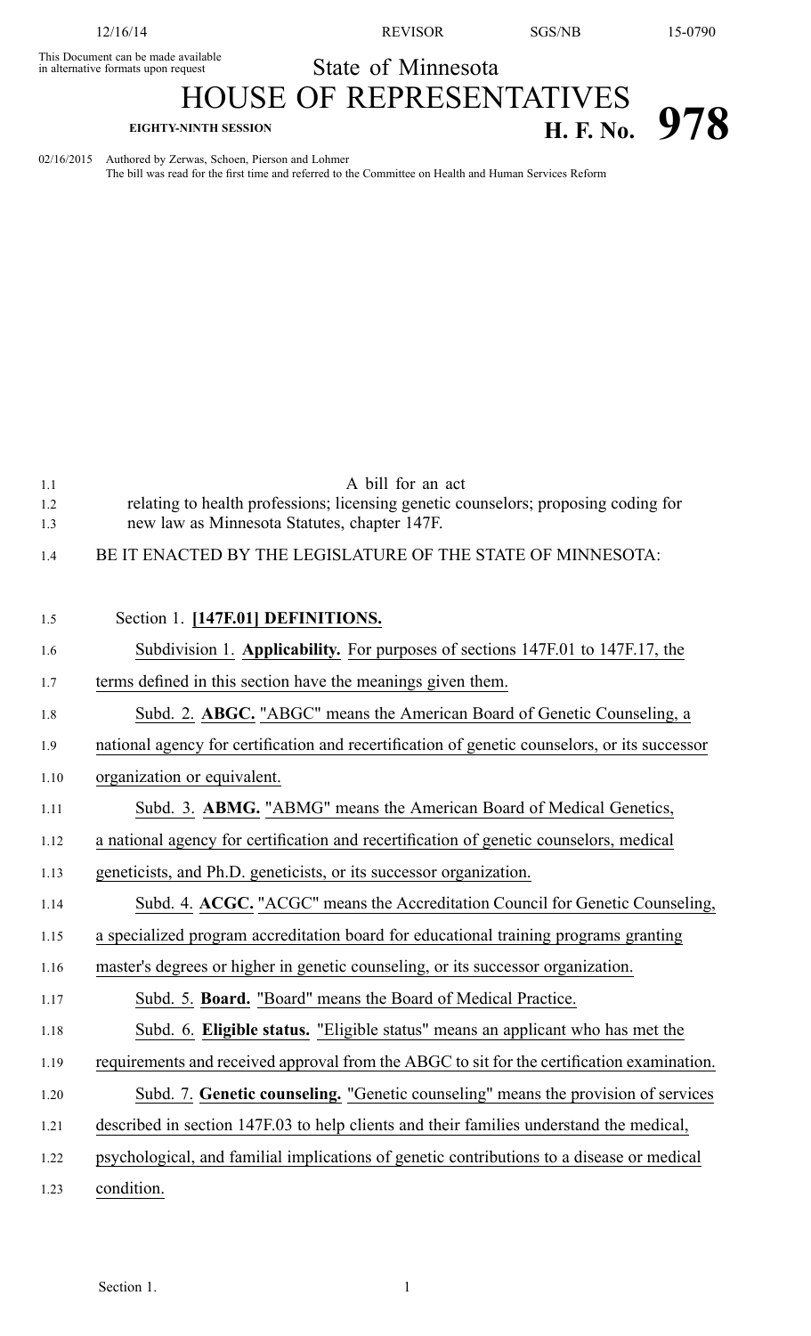This Document can be made available in alternative formats upon request

State of Minnesota

# HOUSE OF REPRESENTATIVES

**EIGHTY-NINTH SESSION** **H. F. No. 978**

02/16/2015 Authored by Zerwas, Schoen, Pierson and Lohmer
The bill was read for the first time and referred to the Committee on Health and Human Services Reform

A bill for an act
relating to health professions; licensing genetic counselors; proposing coding for new law as Minnesota Statutes, chapter 147F.

BE IT ENACTED BY THE LEGISLATURE OF THE STATE OF MINNESOTA:

Section 1. **[147F.01] DEFINITIONS.**

Subdivision 1. **Applicability.** For purposes of sections 147F.01 to 147F.17, the terms defined in this section have the meanings given them.

Subd. 2. **ABGC.** "ABGC" means the American Board of Genetic Counseling, a national agency for certification and recertification of genetic counselors, or its successor organization or equivalent.

Subd. 3. **ABMG.** "ABMG" means the American Board of Medical Genetics, a national agency for certification and recertification of genetic counselors, medical geneticists, and Ph.D. geneticists, or its successor organization.

Subd. 4. **ACGC.** "ACGC" means the Accreditation Council for Genetic Counseling, a specialized program accreditation board for educational training programs granting master's degrees or higher in genetic counseling, or its successor organization.

Subd. 5. **Board.** "Board" means the Board of Medical Practice.

Subd. 6. **Eligible status.** "Eligible status" means an applicant who has met the requirements and received approval from the ABGC to sit for the certification examination.

Subd. 7. **Genetic counseling.** "Genetic counseling" means the provision of services described in section 147F.03 to help clients and their families understand the medical, psychological, and familial implications of genetic contributions to a disease or medical condition.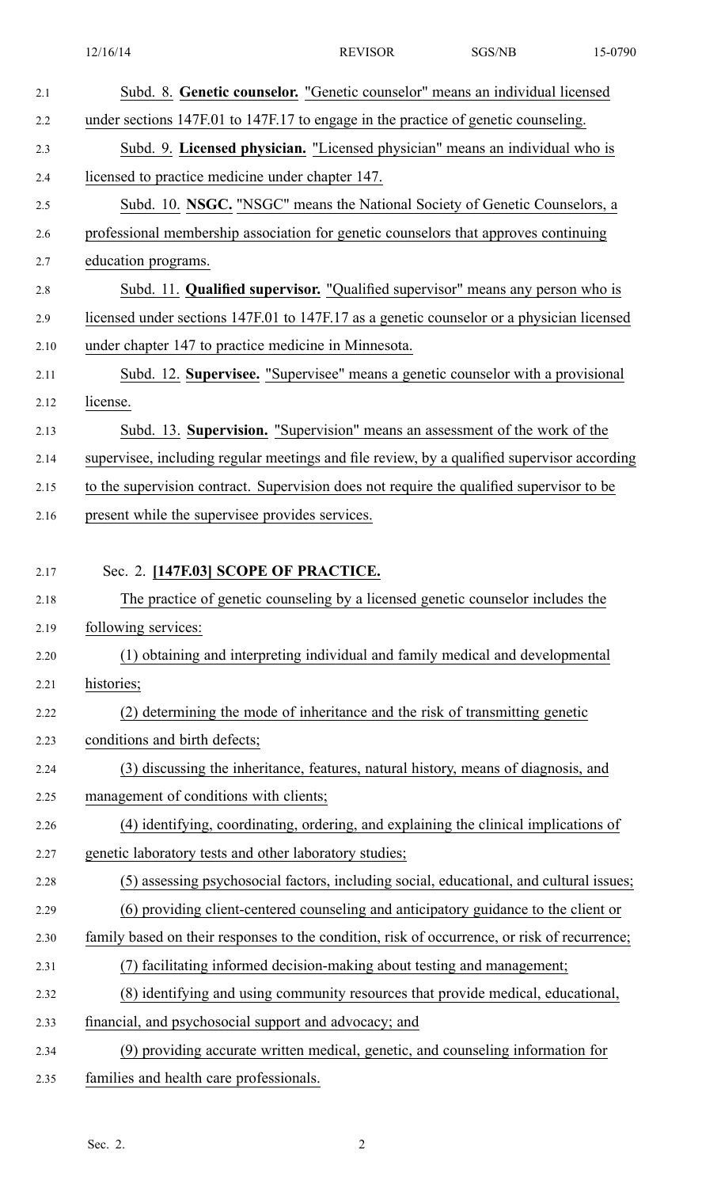Subd. 8. **Genetic counselor.** "Genetic counselor" means an individual licensed under sections 147F.01 to 147F.17 to engage in the practice of genetic counseling.

Subd. 9. **Licensed physician.** "Licensed physician" means an individual who is licensed to practice medicine under chapter 147.

Subd. 10. **NSGC.** "NSGC" means the National Society of Genetic Counselors, a professional membership association for genetic counselors that approves continuing education programs.

Subd. 11. **Qualified supervisor.** "Qualified supervisor" means any person who is licensed under sections 147F.01 to 147F.17 as a genetic counselor or a physician licensed under chapter 147 to practice medicine in Minnesota.

Subd. 12. **Supervisee.** "Supervisee" means a genetic counselor with a provisional license.

Subd. 13. **Supervision.** "Supervision" means an assessment of the work of the supervisee, including regular meetings and file review, by a qualified supervisor according to the supervision contract. Supervision does not require the qualified supervisor to be present while the supervisee provides services.

## Sec. 2. [147F.03] SCOPE OF PRACTICE.

The practice of genetic counseling by a licensed genetic counselor includes the following services:

(1) obtaining and interpreting individual and family medical and developmental histories;

(2) determining the mode of inheritance and the risk of transmitting genetic conditions and birth defects;

(3) discussing the inheritance, features, natural history, means of diagnosis, and management of conditions with clients;

(4) identifying, coordinating, ordering, and explaining the clinical implications of genetic laboratory tests and other laboratory studies;

(5) assessing psychosocial factors, including social, educational, and cultural issues;

(6) providing client-centered counseling and anticipatory guidance to the client or family based on their responses to the condition, risk of occurrence, or risk of recurrence;

(7) facilitating informed decision-making about testing and management;

(8) identifying and using community resources that provide medical, educational, financial, and psychosocial support and advocacy; and

(9) providing accurate written medical, genetic, and counseling information for families and health care professionals.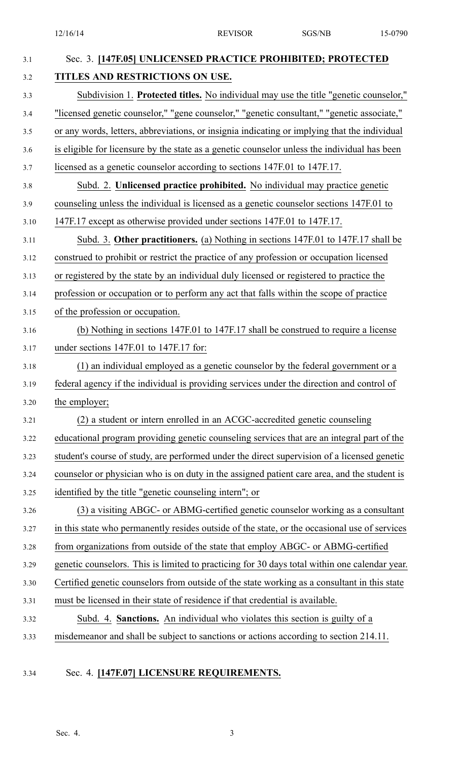Sec. 3. **[147F.05] UNLICENSED PRACTICE PROHIBITED; PROTECTED TITLES AND RESTRICTIONS ON USE.**

Subdivision 1. **Protected titles.** No individual may use the title "genetic counselor," "licensed genetic counselor," "gene counselor," "genetic consultant," "genetic associate," or any words, letters, abbreviations, or insignia indicating or implying that the individual is eligible for licensure by the state as a genetic counselor unless the individual has been licensed as a genetic counselor according to sections 147F.01 to 147F.17.

Subd. 2. **Unlicensed practice prohibited.** No individual may practice genetic counseling unless the individual is licensed as a genetic counselor sections 147F.01 to 147F.17 except as otherwise provided under sections 147F.01 to 147F.17.

Subd. 3. **Other practitioners.** (a) Nothing in sections 147F.01 to 147F.17 shall be construed to prohibit or restrict the practice of any profession or occupation licensed or registered by the state by an individual duly licensed or registered to practice the profession or occupation or to perform any act that falls within the scope of practice of the profession or occupation.

(b) Nothing in sections 147F.01 to 147F.17 shall be construed to require a license under sections 147F.01 to 147F.17 for:

(1) an individual employed as a genetic counselor by the federal government or a federal agency if the individual is providing services under the direction and control of the employer;

(2) a student or intern enrolled in an ACGC-accredited genetic counseling educational program providing genetic counseling services that are an integral part of the student's course of study, are performed under the direct supervision of a licensed genetic counselor or physician who is on duty in the assigned patient care area, and the student is identified by the title "genetic counseling intern"; or

(3) a visiting ABGC- or ABMG-certified genetic counselor working as a consultant in this state who permanently resides outside of the state, or the occasional use of services from organizations from outside of the state that employ ABGC- or ABMG-certified genetic counselors. This is limited to practicing for 30 days total within one calendar year. Certified genetic counselors from outside of the state working as a consultant in this state must be licensed in their state of residence if that credential is available.

Subd. 4. **Sanctions.** An individual who violates this section is guilty of a misdemeanor and shall be subject to sanctions or actions according to section 214.11.

Sec. 4. **[147F.07] LICENSURE REQUIREMENTS.**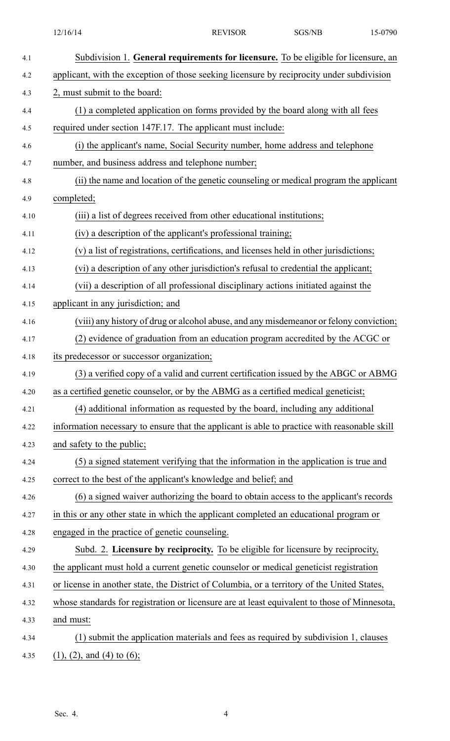Subdivision 1. **General requirements for licensure.** To be eligible for licensure, an applicant, with the exception of those seeking licensure by reciprocity under subdivision 2, must submit to the board:

(1) a completed application on forms provided by the board along with all fees required under section 147F.17. The applicant must include:

(i) the applicant's name, Social Security number, home address and telephone number, and business address and telephone number;

(ii) the name and location of the genetic counseling or medical program the applicant completed;

(iii) a list of degrees received from other educational institutions;

(iv) a description of the applicant's professional training;

(v) a list of registrations, certifications, and licenses held in other jurisdictions;

(vi) a description of any other jurisdiction's refusal to credential the applicant;

(vii) a description of all professional disciplinary actions initiated against the applicant in any jurisdiction; and

(viii) any history of drug or alcohol abuse, and any misdemeanor or felony conviction;

(2) evidence of graduation from an education program accredited by the ACGC or its predecessor or successor organization;

(3) a verified copy of a valid and current certification issued by the ABGC or ABMG as a certified genetic counselor, or by the ABMG as a certified medical geneticist;

(4) additional information as requested by the board, including any additional information necessary to ensure that the applicant is able to practice with reasonable skill and safety to the public;

(5) a signed statement verifying that the information in the application is true and correct to the best of the applicant's knowledge and belief; and

(6) a signed waiver authorizing the board to obtain access to the applicant's records in this or any other state in which the applicant completed an educational program or engaged in the practice of genetic counseling.

Subd. 2. **Licensure by reciprocity.** To be eligible for licensure by reciprocity, the applicant must hold a current genetic counselor or medical geneticist registration or license in another state, the District of Columbia, or a territory of the United States, whose standards for registration or licensure are at least equivalent to those of Minnesota, and must:

(1) submit the application materials and fees as required by subdivision 1, clauses (1), (2), and (4) to (6);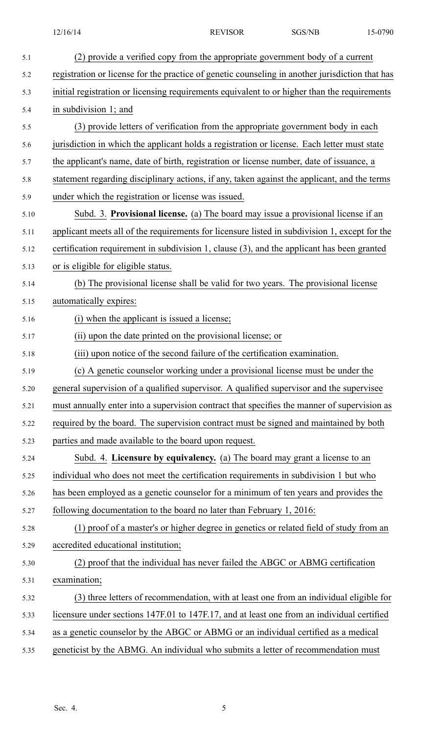(2) provide a verified copy from the appropriate government body of a current registration or license for the practice of genetic counseling in another jurisdiction that has initial registration or licensing requirements equivalent to or higher than the requirements in subdivision 1; and

(3) provide letters of verification from the appropriate government body in each jurisdiction in which the applicant holds a registration or license. Each letter must state the applicant's name, date of birth, registration or license number, date of issuance, a statement regarding disciplinary actions, if any, taken against the applicant, and the terms under which the registration or license was issued.

Subd. 3. **Provisional license.** (a) The board may issue a provisional license if an applicant meets all of the requirements for licensure listed in subdivision 1, except for the certification requirement in subdivision 1, clause (3), and the applicant has been granted or is eligible for eligible status.

(b) The provisional license shall be valid for two years. The provisional license automatically expires:

(i) when the applicant is issued a license;

(ii) upon the date printed on the provisional license; or

(iii) upon notice of the second failure of the certification examination.

(c) A genetic counselor working under a provisional license must be under the general supervision of a qualified supervisor. A qualified supervisor and the supervisee must annually enter into a supervision contract that specifies the manner of supervision as required by the board. The supervision contract must be signed and maintained by both parties and made available to the board upon request.

Subd. 4. **Licensure by equivalency.** (a) The board may grant a license to an individual who does not meet the certification requirements in subdivision 1 but who has been employed as a genetic counselor for a minimum of ten years and provides the following documentation to the board no later than February 1, 2016:

(1) proof of a master's or higher degree in genetics or related field of study from an accredited educational institution;

(2) proof that the individual has never failed the ABGC or ABMG certification examination;

(3) three letters of recommendation, with at least one from an individual eligible for licensure under sections 147F.01 to 147F.17, and at least one from an individual certified as a genetic counselor by the ABGC or ABMG or an individual certified as a medical geneticist by the ABMG. An individual who submits a letter of recommendation must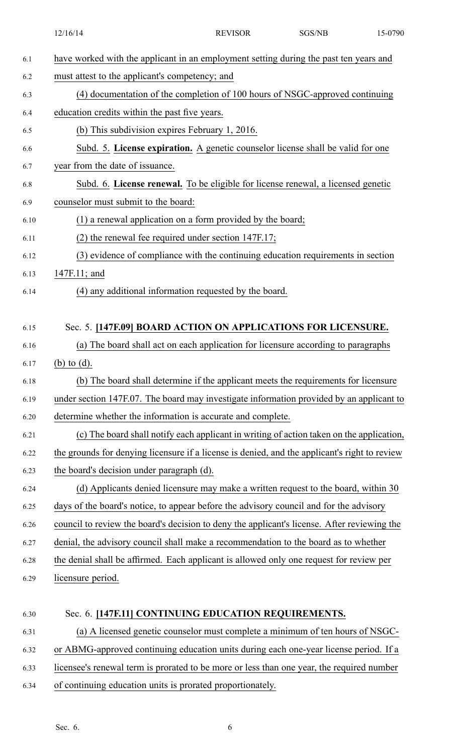have worked with the applicant in an employment setting during the past ten years and must attest to the applicant's competency; and

(4) documentation of the completion of 100 hours of NSGC-approved continuing education credits within the past five years.

(b) This subdivision expires February 1, 2016.

Subd. 5. **License expiration.** A genetic counselor license shall be valid for one year from the date of issuance.

Subd. 6. **License renewal.** To be eligible for license renewal, a licensed genetic counselor must submit to the board:

(1) a renewal application on a form provided by the board;

(2) the renewal fee required under section 147F.17;

(3) evidence of compliance with the continuing education requirements in section 147F.11; and

(4) any additional information requested by the board.

Sec. 5. **[147F.09] BOARD ACTION ON APPLICATIONS FOR LICENSURE.**

(a) The board shall act on each application for licensure according to paragraphs (b) to (d).

(b) The board shall determine if the applicant meets the requirements for licensure under section 147F.07. The board may investigate information provided by an applicant to determine whether the information is accurate and complete.

(c) The board shall notify each applicant in writing of action taken on the application, the grounds for denying licensure if a license is denied, and the applicant's right to review the board's decision under paragraph (d).

(d) Applicants denied licensure may make a written request to the board, within 30 days of the board's notice, to appear before the advisory council and for the advisory council to review the board's decision to deny the applicant's license. After reviewing the denial, the advisory council shall make a recommendation to the board as to whether the denial shall be affirmed. Each applicant is allowed only one request for review per licensure period.

Sec. 6. **[147F.11] CONTINUING EDUCATION REQUIREMENTS.**

(a) A licensed genetic counselor must complete a minimum of ten hours of NSGC- or ABMG-approved continuing education units during each one-year license period. If a licensee's renewal term is prorated to be more or less than one year, the required number of continuing education units is prorated proportionately.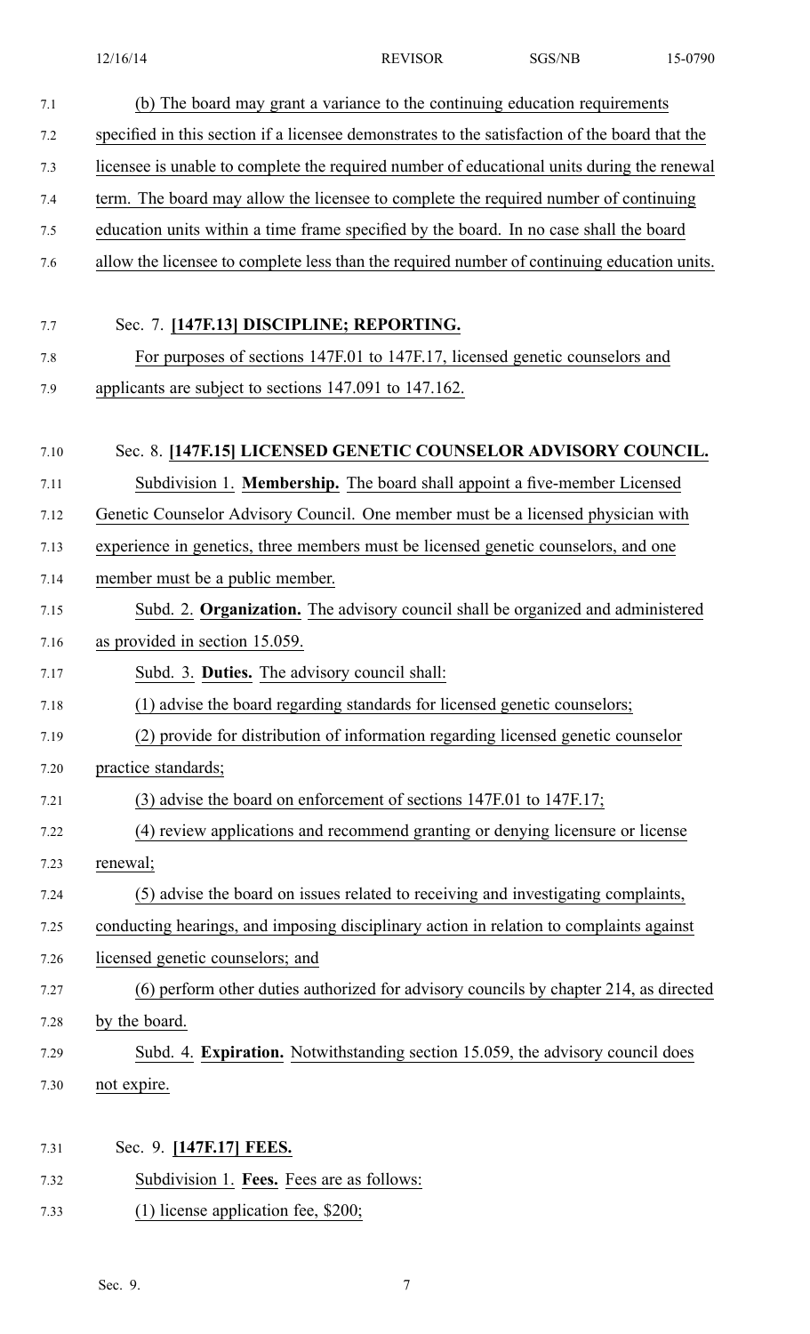(b) The board may grant a variance to the continuing education requirements specified in this section if a licensee demonstrates to the satisfaction of the board that the licensee is unable to complete the required number of educational units during the renewal term. The board may allow the licensee to complete the required number of continuing education units within a time frame specified by the board. In no case shall the board allow the licensee to complete less than the required number of continuing education units.

Sec. 7. **[147F.13] DISCIPLINE; REPORTING.**

For purposes of sections 147F.01 to 147F.17, licensed genetic counselors and applicants are subject to sections 147.091 to 147.162.

Sec. 8. **[147F.15] LICENSED GENETIC COUNSELOR ADVISORY COUNCIL.**

Subdivision 1. **Membership.** The board shall appoint a five-member Licensed Genetic Counselor Advisory Council. One member must be a licensed physician with experience in genetics, three members must be licensed genetic counselors, and one member must be a public member.

Subd. 2. **Organization.** The advisory council shall be organized and administered as provided in section 15.059.

Subd. 3. **Duties.** The advisory council shall:

(1) advise the board regarding standards for licensed genetic counselors;

(2) provide for distribution of information regarding licensed genetic counselor practice standards;

(3) advise the board on enforcement of sections 147F.01 to 147F.17;

(4) review applications and recommend granting or denying licensure or license renewal;

(5) advise the board on issues related to receiving and investigating complaints, conducting hearings, and imposing disciplinary action in relation to complaints against licensed genetic counselors; and

(6) perform other duties authorized for advisory councils by chapter 214, as directed by the board.

Subd. 4. **Expiration.** Notwithstanding section 15.059, the advisory council does not expire.

Sec. 9. **[147F.17] FEES.**

Subdivision 1. **Fees.** Fees are as follows:

(1) license application fee, $200;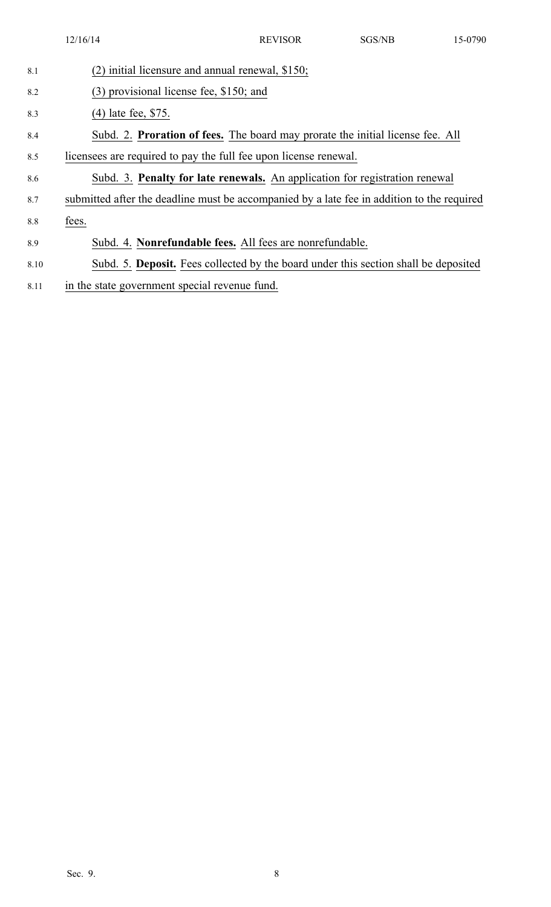(2) initial licensure and annual renewal, $150;

(3) provisional license fee, $150; and

(4) late fee, $75.

Subd. 2. **Proration of fees.** The board may prorate the initial license fee. All licensees are required to pay the full fee upon license renewal.

Subd. 3. **Penalty for late renewals.** An application for registration renewal submitted after the deadline must be accompanied by a late fee in addition to the required fees.

Subd. 4. **Nonrefundable fees.** All fees are nonrefundable.

Subd. 5. **Deposit.** Fees collected by the board under this section shall be deposited in the state government special revenue fund.